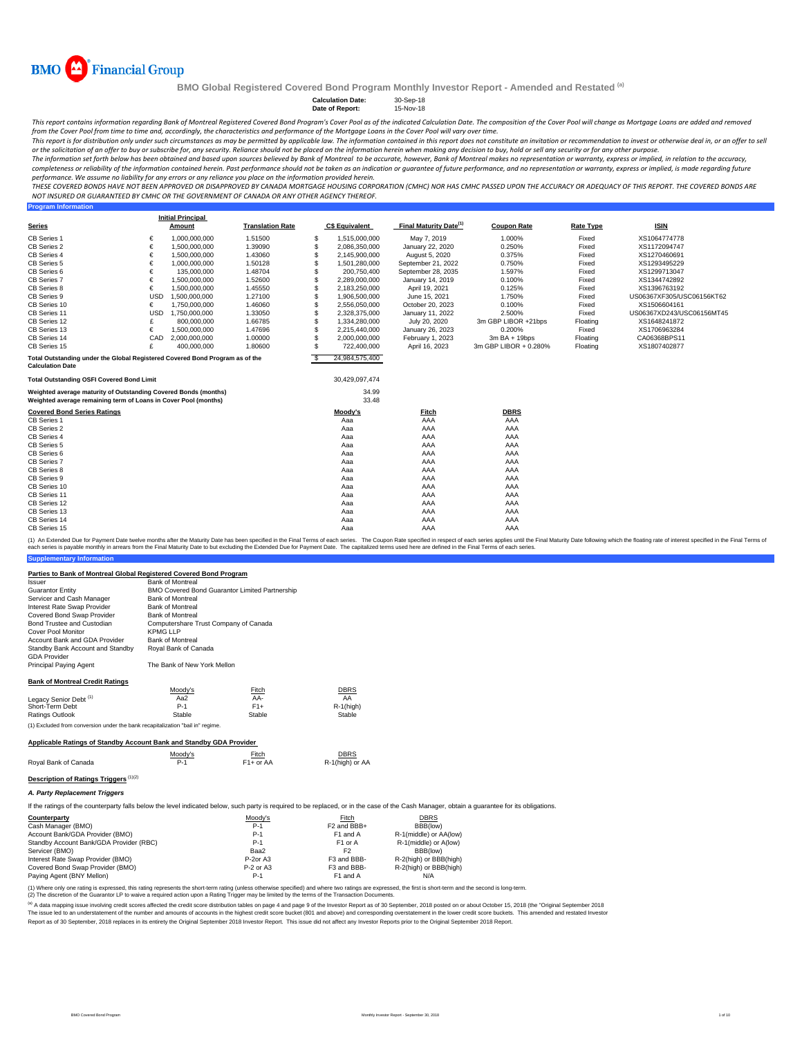BMO Financial Group

# BMO Global Registered Covered Bond Program Monthly Investor Report - Amended and Restated [(a)]

**Calculation Date:** 30-Sep-18
**Date of Report:** 15-Nov-18

*This report contains information regarding Bank of Montreal Registered Covered Bond Program's Cover Pool as of the indicated Calculation Date. The composition of the Cover Pool will change as Mortgage Loans are added and removed from the Cover Pool from time to time and, accordingly, the characteristics and performance of the Mortgage Loans in the Cover Pool will vary over time.*

*This report is for distribution only under such circumstances as may be permitted by applicable law. The information contained in this report does not constitute an invitation or recommendation to invest or otherwise deal in, or an offer to sell or the solicitation of an offer to buy or subscribe for, any security. Reliance should not be placed on the information herein when making any decision to buy, hold or sell any security or for any other purpose.*

*The information set forth below has been obtained and based upon sources believed by Bank of Montreal to be accurate, however, Bank of Montreal makes no representation or warranty, express or implied, in relation to the accuracy, completeness or reliability of the information contained herein. Past performance should not be taken as an indication or guarantee of future performance, and no representation or warranty, express or implied, is made regarding future performance. We assume no liability for any errors or any reliance you place on the information provided herein.*

*THESE COVERED BONDS HAVE NOT BEEN APPROVED OR DISAPPROVED BY CANADA MORTGAGE HOUSING CORPORATION (CMHC) NOR HAS CMHC PASSED UPON THE ACCURACY OR ADEQUACY OF THIS REPORT. THE COVERED BONDS ARE NOT INSURED OR GUARANTEED BY CMHC OR THE GOVERNMENT OF CANADA OR ANY OTHER AGENCY THEREOF.*

## Program Information

| Series | | Initial Principal Amount | Translation Rate | | C$ Equivalent | Final Maturity Date[(1)] | Coupon Rate | Rate Type | ISIN |
|---|---|---|---|---|---|---|---|---|---|
| CB Series 1 | € | 1,000,000,000 | 1.51500 | $ | 1,515,000,000 | May 7, 2019 | 1.000% | Fixed | XS1064774778 |
| CB Series 2 | € | 1,500,000,000 | 1.39090 | $ | 2,086,350,000 | January 22, 2020 | 0.250% | Fixed | XS1172094747 |
| CB Series 4 | € | 1,500,000,000 | 1.43060 | $ | 2,145,900,000 | August 5, 2020 | 0.375% | Fixed | XS1270460691 |
| CB Series 5 | € | 1,000,000,000 | 1.50128 | $ | 1,501,280,000 | September 21, 2022 | 0.750% | Fixed | XS1293495229 |
| CB Series 6 | € | 135,000,000 | 1.48704 | $ | 200,750,400 | September 28, 2035 | 1.597% | Fixed | XS1299713047 |
| CB Series 7 | € | 1,500,000,000 | 1.52600 | $ | 2,289,000,000 | January 14, 2019 | 0.100% | Fixed | XS1344742892 |
| CB Series 8 | € | 1,500,000,000 | 1.45550 | $ | 2,183,250,000 | April 19, 2021 | 0.125% | Fixed | XS1396763192 |
| CB Series 9 | USD | 1,500,000,000 | 1.27100 | $ | 1,906,500,000 | June 15, 2021 | 1.750% | Fixed | US06367XF305/USC06156KT62 |
| CB Series 10 | € | 1,750,000,000 | 1.46060 | $ | 2,556,050,000 | October 20, 2023 | 0.100% | Fixed | XS1506604161 |
| CB Series 11 | USD | 1,750,000,000 | 1.33050 | $ | 2,328,375,000 | January 11, 2022 | 2.500% | Fixed | US06367XD243/USC06156MT45 |
| CB Series 12 | £ | 800,000,000 | 1.66785 | $ | 1,334,280,000 | July 20, 2020 | 3m GBP LIBOR +21bps | Floating | XS1648241872 |
| CB Series 13 | € | 1,500,000,000 | 1.47696 | $ | 2,215,440,000 | January 26, 2023 | 0.200% | Fixed | XS1706963284 |
| CB Series 14 | CAD | 2,000,000,000 | 1.00000 | $ | 2,000,000,000 | February 1, 2023 | 3m BA + 19bps | Floating | CA06368BPS11 |
| CB Series 15 | £ | 400,000,000 | 1.80600 | $ | 722,400,000 | April 16, 2023 | 3m GBP LIBOR + 0.280% | Floating | XS1807402877 |
| Total Outstanding under the Global Registered Covered Bond Program as of the Calculation Date | | | | $ | 24,984,575,400 | | | | |

| | |
|---|---|
| **Total Outstanding OSFI Covered Bond Limit** | 30,429,097,474 |
| **Weighted average maturity of Outstanding Covered Bonds (months)** | 34.99 |
| **Weighted average remaining term of Loans in Cover Pool (months)** | 33.48 |

| Covered Bond Series Ratings | Moody's | Fitch | DBRS |
|---|---|---|---|
| CB Series 1 | Aaa | AAA | AAA |
| CB Series 2 | Aaa | AAA | AAA |
| CB Series 4 | Aaa | AAA | AAA |
| CB Series 5 | Aaa | AAA | AAA |
| CB Series 6 | Aaa | AAA | AAA |
| CB Series 7 | Aaa | AAA | AAA |
| CB Series 8 | Aaa | AAA | AAA |
| CB Series 9 | Aaa | AAA | AAA |
| CB Series 10 | Aaa | AAA | AAA |
| CB Series 11 | Aaa | AAA | AAA |
| CB Series 12 | Aaa | AAA | AAA |
| CB Series 13 | Aaa | AAA | AAA |
| CB Series 14 | Aaa | AAA | AAA |
| CB Series 15 | Aaa | AAA | AAA |

(1) An Extended Due for Payment Date twelve months after the Maturity Date has been specified in the Final Terms of each series. The Coupon Rate specified in respect of each series applies until the Final Maturity Date following which the floating rate of interest specified in the Final Terms of each series is payable monthly in arrears from the Final Maturity Date to but excluding the Extended Due for Payment Date. The capitalized terms used here are defined in the Final Terms of each series.

## Supplementary Information

### Parties to Bank of Montreal Global Registered Covered Bond Program

| | |
|---|---|
| Issuer | Bank of Montreal |
| Guarantor Entity | BMO Covered Bond Guarantor Limited Partnership |
| Servicer and Cash Manager | Bank of Montreal |
| Interest Rate Swap Provider | Bank of Montreal |
| Covered Bond Swap Provider | Bank of Montreal |
| Bond Trustee and Custodian | Computershare Trust Company of Canada |
| Cover Pool Monitor | KPMG LLP |
| Account Bank and GDA Provider | Bank of Montreal |
| Standby Bank Account and Standby GDA Provider | Royal Bank of Canada |
| Principal Paying Agent | The Bank of New York Mellon |

### Bank of Montreal Credit Ratings

| | Moody's | Fitch | DBRS |
|---|---|---|---|
| Legacy Senior Debt [(1)] | Aa2 | AA- | AA |
| Short-Term Debt | P-1 | F1+ | R-1(high) |
| Ratings Outlook | Stable | Stable | Stable |

(1) Excluded from conversion under the bank recapitalization "bail in" regime.

### Applicable Ratings of Standby Account Bank and Standby GDA Provider

| | Moody's | Fitch | DBRS |
|---|---|---|---|
| Royal Bank of Canada | P-1 | F1+ or AA | R-1(high) or AA |

### Description of Ratings Triggers [(1)(2)]

*A. Party Replacement Triggers*

If the ratings of the counterparty falls below the level indicated below, such party is required to be replaced, or in the case of the Cash Manager, obtain a guarantee for its obligations.

| Counterparty | Moody's | Fitch | DBRS |
|---|---|---|---|
| Cash Manager (BMO) | P-1 | F2 and BBB+ | BBB(low) |
| Account Bank/GDA Provider (BMO) | P-1 | F1 and A | R-1(middle) or AA(low) |
| Standby Account Bank/GDA Provider (RBC) | P-1 | F1 or A | R-1(middle) or A(low) |
| Servicer (BMO) | Baa2 | F2 | BBB(low) |
| Interest Rate Swap Provider (BMO) | P-2or A3 | F3 and BBB- | R-2(high) or BBB(high) |
| Covered Bond Swap Provider (BMO) | P-2 or A3 | F3 and BBB- | R-2(high) or BBB(high) |
| Paying Agent (BNY Mellon) | P-1 | F1 and A | N/A |

(1) Where only one rating is expressed, this rating represents the short-term rating (unless otherwise specified) and where two ratings are expressed, the first is short-term and the second is long-term.
(2) The discretion of the Guarantor LP to waive a required action upon a Rating Trigger may be limited by the terms of the Transaction Documents.

[(a)] A data mapping issue involving credit scores affected the credit score distribution tables on page 4 and page 9 of the Investor Report as of 30 September, 2018 posted on or about October 15, 2018 (the "Original September 2018 The issue led to an understatement of the number and amounts of accounts in the highest credit score bucket (801 and above) and corresponding overstatement in the lower credit score buckets. This amended and restated Investor Report as of 30 September, 2018 replaces in its entirety the Original September 2018 Investor Report. This issue did not affect any Investor Reports prior to the Original September 2018 Report.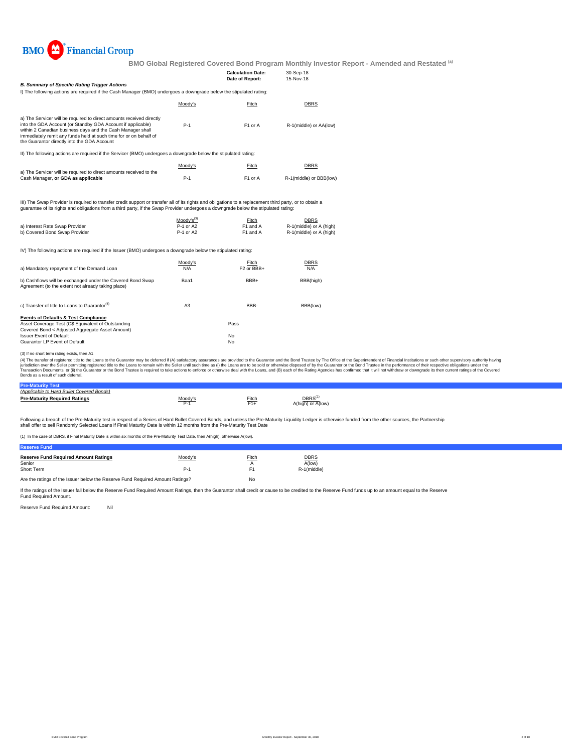BMO Financial Group

# BMO Global Registered Covered Bond Program Monthly Investor Report - Amended and Restated [(a)]

| | |
|---|---|
| **Calculation Date:** | 30-Sep-18 |
| **Date of Report:** | 15-Nov-18 |

### *B. Summary of Specific Rating Trigger Actions*

I) The following actions are required if the Cash Manager (BMO) undergoes a downgrade below the stipulated rating:

| | Moody's | Fitch | DBRS |
|---|---|---|---|
| a) The Servicer will be required to direct amounts received directly into the GDA Account (or Standby GDA Account if applicable) within 2 Canadian business days and the Cash Manager shall immediately remit any funds held at such time for or on behalf of the Guarantor directly into the GDA Account | P-1 | F1 or A | R-1(middle) or AA(low) |

II) The following actions are required if the Servicer (BMO) undergoes a downgrade below the stipulated rating:

| | Moody's | Fitch | DBRS |
|---|---|---|---|
| a) The Servicer will be required to direct amounts received to the Cash Manager, **or GDA as applicable** | P-1 | F1 or A | R-1(middle) or BBB(low) |

III) The Swap Provider is required to transfer credit support or transfer all of its rights and obligations to a replacement third party, or to obtain a guarantee of its rights and obligations from a third party, if the Swap Provider undergoes a downgrade below the stipulated rating:

| | Moody's[(3)] | Fitch | DBRS |
|---|---|---|---|
| a) Interest Rate Swap Provider | P-1 or A2 | F1 and A | R-1(middle) or A (high) |
| b) Covered Bond Swap Provider | P-1 or A2 | F1 and A | R-1(middle) or A (high) |

IV) The following actions are required if the Issuer (BMO) undergoes a downgrade below the stipulated rating:

| | Moody's | Fitch | DBRS |
|---|---|---|---|
| a) Mandatory repayment of the Demand Loan | N/A | F2 or BBB+ | N/A |
| b) Cashflows will be exchanged under the Covered Bond Swap Agreement (to the extent not already taking place) | Baa1 | BBB+ | BBB(high) |
| c) Transfer of title to Loans to Guarantor[(4)] | A3 | BBB- | BBB(low) |

| **Events of Defaults & Test Compliance** | |
|---|---|
| Asset Coverage Test (C$ Equivalent of Outstanding Covered Bond < Adjusted Aggregate Asset Amount) | Pass |
| Issuer Event of Default | No |
| Guarantor LP Event of Default | No |

(3) If no short term rating exists, then A1

(4) The transfer of registered title to the Loans to the Guarantor may be deferred if (A) satisfactory assurances are provided to the Guarantor and the Bond Trustee by The Office of the Superintendent of Financial Institutions or such other supervisory authority having jurisdiction over the Seller permitting registered title to the Loans to remain with the Seller until such time as (i) the Loans are to be sold or otherwise disposed of by the Guarantor or the Bond Trustee in the performance of their respective obligations under the Transaction Documents, or (ii) the Guarantor or the Bond Trustee is required to take actions to enforce or otherwise deal with the Loans, and (B) each of the Rating Agencies has confirmed that it will not withdraw or downgrade its then current ratings of the Covered Bonds as a result of such deferral.

## Pre-Maturity Test

*(Applicable to Hard Bullet Covered Bonds)*

| **Pre-Maturity Required Ratings** | Moody's | Fitch | DBRS[(1)] |
|---|---|---|---|
| | P-1 | F1+ | A(high) or A(low) |

Following a breach of the Pre-Maturity test in respect of a Series of Hard Bullet Covered Bonds, and unless the Pre-Maturity Liquidity Ledger is otherwise funded from the other sources, the Partnership shall offer to sell Randomly Selected Loans if Final Maturity Date is within 12 months from the Pre-Maturity Test Date

(1) In the case of DBRS, if Final Maturity Date is within six months of the Pre-Maturity Test Date, then A(high), otherwise A(low).

## Reserve Fund

| **Reserve Fund Required Amount Ratings** | Moody's | Fitch | DBRS |
|---|---|---|---|
| Senior | | A | A(low) |
| Short Term | P-1 | F1 | R-1(middle) |
| Are the ratings of the Issuer below the Reserve Fund Required Amount Ratings? | | No | |

If the ratings of the Issuer fall below the Reserve Fund Required Amount Ratings, then the Guarantor shall credit or cause to be credited to the Reserve Fund funds up to an amount equal to the Reserve Fund Required Amount.

Reserve Fund Required Amount: Nil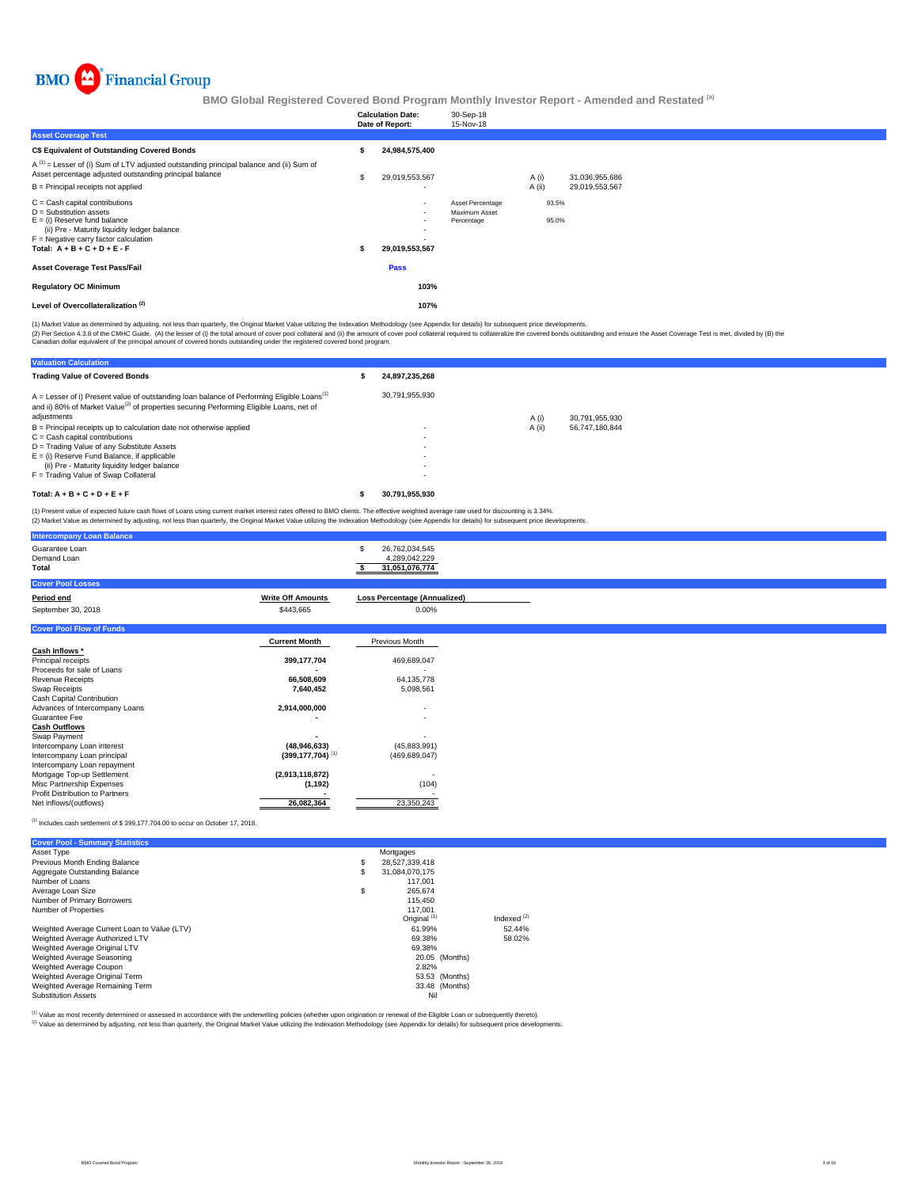BMO Financial Group

## BMO Global Registered Covered Bond Program Monthly Investor Report - Amended and Restated [(a)]

| | | Calculation Date: | 30-Sep-18 |
|---|---|---|---|
| | | Date of Report: | 15-Nov-18 |

### Asset Coverage Test

| | | | | | |
|---|---|---|---|---|---|
| **C$ Equivalent of Outstanding Covered Bonds** | **$** | **24,984,575,400** | | | |
| A [(1)] = Lesser of (i) Sum of LTV adjusted outstanding principal balance and (ii) Sum of Asset percentage adjusted outstanding principal balance | $ | 29,019,553,567 | | A (i) | 31,036,955,686 |
| B = Principal receipts not applied | | - | | A (ii) | 29,019,553,567 |
| C = Cash capital contributions | | - | Asset Percentage | 93.5% | |
| D = Substitution assets | | - | Maximum Asset Percentage | 95.0% | |
| E = (i) Reserve fund balance | | - | | | |
| (ii) Pre - Maturity liquidity ledger balance | | - | | | |
| F = Negative carry factor calculation | | - | | | |
| **Total: A + B + C + D + E - F** | **$** | **29,019,553,567** | | | |
| **Asset Coverage Test Pass/Fail** | | **Pass** | | | |
| **Regulatory OC Minimum** | | **103%** | | | |
| **Level of Overcollateralization [(2)]** | | **107%** | | | |

(1) Market Value as determined by adjusting, not less than quarterly, the Original Market Value utilizing the Indexation Methodology (see Appendix for details) for subsequent price developments.
(2) Per Section 4.3.8 of the CMHC Guide, (A) the lesser of (i) the total amount of cover pool collateral and (ii) the amount of cover pool collateral required to collateralize the covered bonds outstanding and ensure the Asset Coverage Test is met, divided by (B) the Canadian dollar equivalent of the principal amount of covered bonds outstanding under the registered covered bond program.

### Valuation Calculation

| | | | | |
|---|---|---|---|---|
| **Trading Value of Covered Bonds** | **$** | **24,897,235,268** | | |
| A = Lesser of i) Present value of outstanding loan balance of Performing Eligible Loans[(1)] and ii) 80% of Market Value[(2)] of properties securing Performing Eligible Loans, net of adjustments | | 30,791,955,930 | A (i) | 30,791,955,930 |
| B = Principal receipts up to calculation date not otherwise applied | | - | A (ii) | 56,747,180,844 |
| C = Cash capital contributions | | - | | |
| D = Trading Value of any Substitute Assets | | - | | |
| E = (i) Reserve Fund Balance, if applicable | | - | | |
| (ii) Pre - Maturity liquidity ledger balance | | - | | |
| F = Trading Value of Swap Collateral | | - | | |
| **Total: A + B + C + D + E + F** | **$** | **30,791,955,930** | | |

(1) Present value of expected future cash flows of Loans using current market interest rates offered to BMO clients. The effective weighted average rate used for discounting is 3.34%.
(2) Market Value as determined by adjusting, not less than quarterly, the Original Market Value utilizing the Indexation Methodology (see Appendix for details) for subsequent price developments.

### Intercompany Loan Balance

| | | |
|---|---|---|
| Guarantee Loan | $ | 26,762,034,545 |
| Demand Loan | | 4,289,042,229 |
| **Total** | **$** | **31,051,076,774** |

### Cover Pool Losses

| Period end | Write Off Amounts | Loss Percentage (Annualized) |
|---|---|---|
| September 30, 2018 | $443,665 | 0.00% |

### Cover Pool Flow of Funds

| | Current Month | Previous Month |
|---|---|---|
| **Cash Inflows *** | | |
| Principal receipts | 399,177,704 | 469,689,047 |
| Proceeds for sale of Loans | - | - |
| Revenue Receipts | 66,508,609 | 64,135,778 |
| Swap Receipts | 7,640,452 | 5,098,561 |
| Cash Capital Contribution | | |
| Advances of Intercompany Loans | 2,914,000,000 | - |
| Guarantee Fee | - | - |
| **Cash Outflows** | | |
| Swap Payment | - | - |
| Intercompany Loan interest | (48,946,633) | (45,883,991) |
| Intercompany Loan principal | (399,177,704) [(1)] | (469,689,047) |
| Intercompany Loan repayment | | |
| Mortgage Top-up Settlement | (2,913,118,872) | - |
| Misc Partnership Expenses | (1,192) | (104) |
| Profit Distribution to Partners | - | - |
| Net inflows/(outflows) | 26,082,364 | 23,350,243 |

[(1)] Includes cash settlement of $ 399,177,704.00 to occur on October 17, 2018.

### Cover Pool - Summary Statistics

| | | | |
|---|---|---|---|
| Asset Type | | Mortgages | |
| Previous Month Ending Balance | $ | 28,527,339,418 | |
| Aggregate Outstanding Balance | $ | 31,084,070,175 | |
| Number of Loans | | 117,001 | |
| Average Loan Size | $ | 265,674 | |
| Number of Primary Borrowers | | 115,450 | |
| Number of Properties | | 117,001 | |
| | | Original [(1)] | Indexed [(2)] |
| Weighted Average Current Loan to Value (LTV) | | 61.99% | 52.44% |
| Weighted Average Authorized LTV | | 69.38% | 58.02% |
| Weighted Average Original LTV | | 69.38% | |
| Weighted Average Seasoning | | 20.05 (Months) | |
| Weighted Average Coupon | | 2.82% | |
| Weighted Average Original Term | | 53.53 (Months) | |
| Weighted Average Remaining Term | | 33.48 (Months) | |
| Substitution Assets | | Nil | |

[(1)] Value as most recently determined or assessed in accordance with the underwriting policies (whether upon origination or renewal of the Eligible Loan or subsequently thereto).
[(2)] Value as determined by adjusting, not less than quarterly, the Original Market Value utilizing the Indexation Methodology (see Appendix for details) for subsequent price developments.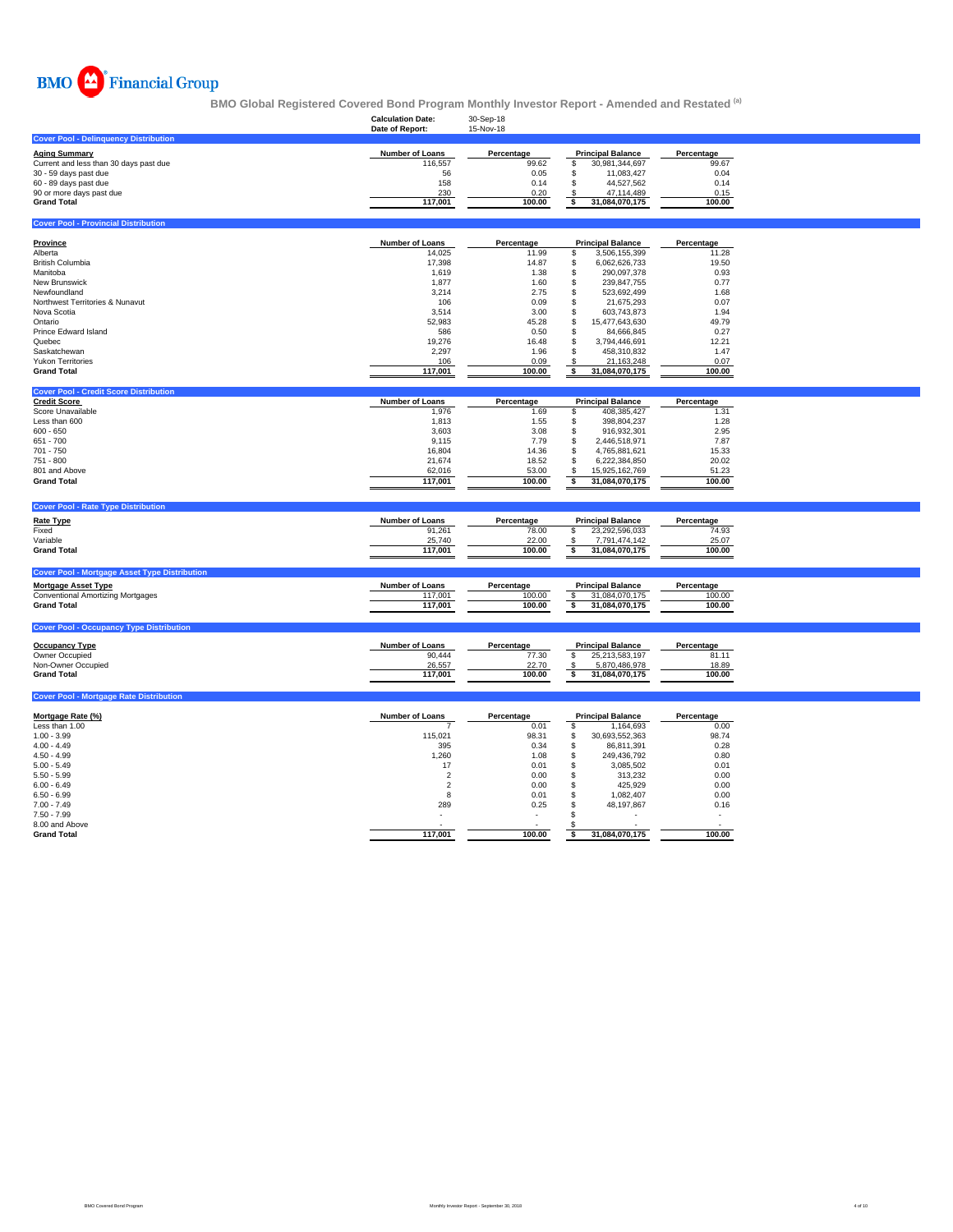BMO Financial Group

**BMO Global Registered Covered Bond Program Monthly Investor Report - Amended and Restated [(a)]**

| | |
|---|---|
| **Calculation Date:** | 30-Sep-18 |
| **Date of Report:** | 15-Nov-18 |

## Cover Pool - Delinquency Distribution

| Aging Summary | Number of Loans | Percentage | Principal Balance | Percentage |
|---|---|---|---|---|
| Current and less than 30 days past due | 116,557 | 99.62 | $ 30,981,344,697 | 99.67 |
| 30 - 59 days past due | 56 | 0.05 | $ 11,083,427 | 0.04 |
| 60 - 89 days past due | 158 | 0.14 | $ 44,527,562 | 0.14 |
| 90 or more days past due | 230 | 0.20 | $ 47,114,489 | 0.15 |
| **Grand Total** | **117,001** | **100.00** | **$ 31,084,070,175** | **100.00** |

## Cover Pool - Provincial Distribution

| Province | Number of Loans | Percentage | Principal Balance | Percentage |
|---|---|---|---|---|
| Alberta | 14,025 | 11.99 | $ 3,506,155,399 | 11.28 |
| British Columbia | 17,398 | 14.87 | $ 6,062,626,733 | 19.50 |
| Manitoba | 1,619 | 1.38 | $ 290,097,378 | 0.93 |
| New Brunswick | 1,877 | 1.60 | $ 239,847,755 | 0.77 |
| Newfoundland | 3,214 | 2.75 | $ 523,692,499 | 1.68 |
| Northwest Territories & Nunavut | 106 | 0.09 | $ 21,675,293 | 0.07 |
| Nova Scotia | 3,514 | 3.00 | $ 603,743,873 | 1.94 |
| Ontario | 52,983 | 45.28 | $ 15,477,643,630 | 49.79 |
| Prince Edward Island | 586 | 0.50 | $ 84,666,845 | 0.27 |
| Quebec | 19,276 | 16.48 | $ 3,794,446,691 | 12.21 |
| Saskatchewan | 2,297 | 1.96 | $ 458,310,832 | 1.47 |
| Yukon Territories | 106 | 0.09 | $ 21,163,248 | 0.07 |
| **Grand Total** | **117,001** | **100.00** | **$ 31,084,070,175** | **100.00** |

## Cover Pool - Credit Score Distribution

| Credit Score | Number of Loans | Percentage | Principal Balance | Percentage |
|---|---|---|---|---|
| Score Unavailable | 1,976 | 1.69 | $ 408,385,427 | 1.31 |
| Less than 600 | 1,813 | 1.55 | $ 398,804,237 | 1.28 |
| 600 - 650 | 3,603 | 3.08 | $ 916,932,301 | 2.95 |
| 651 - 700 | 9,115 | 7.79 | $ 2,446,518,971 | 7.87 |
| 701 - 750 | 16,804 | 14.36 | $ 4,765,881,621 | 15.33 |
| 751 - 800 | 21,674 | 18.52 | $ 6,222,384,850 | 20.02 |
| 801 and Above | 62,016 | 53.00 | $ 15,925,162,769 | 51.23 |
| **Grand Total** | **117,001** | **100.00** | **$ 31,084,070,175** | **100.00** |

## Cover Pool - Rate Type Distribution

| Rate Type | Number of Loans | Percentage | Principal Balance | Percentage |
|---|---|---|---|---|
| Fixed | 91,261 | 78.00 | $ 23,292,596,033 | 74.93 |
| Variable | 25,740 | 22.00 | $ 7,791,474,142 | 25.07 |
| **Grand Total** | **117,001** | **100.00** | **$ 31,084,070,175** | **100.00** |

## Cover Pool - Mortgage Asset Type Distribution

| Mortgage Asset Type | Number of Loans | Percentage | Principal Balance | Percentage |
|---|---|---|---|---|
| Conventional Amortizing Mortgages | 117,001 | 100.00 | $ 31,084,070,175 | 100.00 |
| **Grand Total** | **117,001** | **100.00** | **$ 31,084,070,175** | **100.00** |

## Cover Pool - Occupancy Type Distribution

| Occupancy Type | Number of Loans | Percentage | Principal Balance | Percentage |
|---|---|---|---|---|
| Owner Occupied | 90,444 | 77.30 | $ 25,213,583,197 | 81.11 |
| Non-Owner Occupied | 26,557 | 22.70 | $ 5,870,486,978 | 18.89 |
| **Grand Total** | **117,001** | **100.00** | **$ 31,084,070,175** | **100.00** |

## Cover Pool - Mortgage Rate Distribution

| Mortgage Rate (%) | Number of Loans | Percentage | Principal Balance | Percentage |
|---|---|---|---|---|
| Less than 1.00 | 7 | 0.01 | $ 1,164,693 | 0.00 |
| 1.00 - 3.99 | 115,021 | 98.31 | $ 30,693,552,363 | 98.74 |
| 4.00 - 4.49 | 395 | 0.34 | $ 86,811,391 | 0.28 |
| 4.50 - 4.99 | 1,260 | 1.08 | $ 249,436,792 | 0.80 |
| 5.00 - 5.49 | 17 | 0.01 | $ 3,085,502 | 0.01 |
| 5.50 - 5.99 | 2 | 0.00 | $ 313,232 | 0.00 |
| 6.00 - 6.49 | 2 | 0.00 | $ 425,929 | 0.00 |
| 6.50 - 6.99 | 8 | 0.01 | $ 1,082,407 | 0.00 |
| 7.00 - 7.49 | 289 | 0.25 | $ 48,197,867 | 0.16 |
| 7.50 - 7.99 | - | - | $ - | - |
| 8.00 and Above | - | - | $ - | - |
| **Grand Total** | **117,001** | **100.00** | **$ 31,084,070,175** | **100.00** |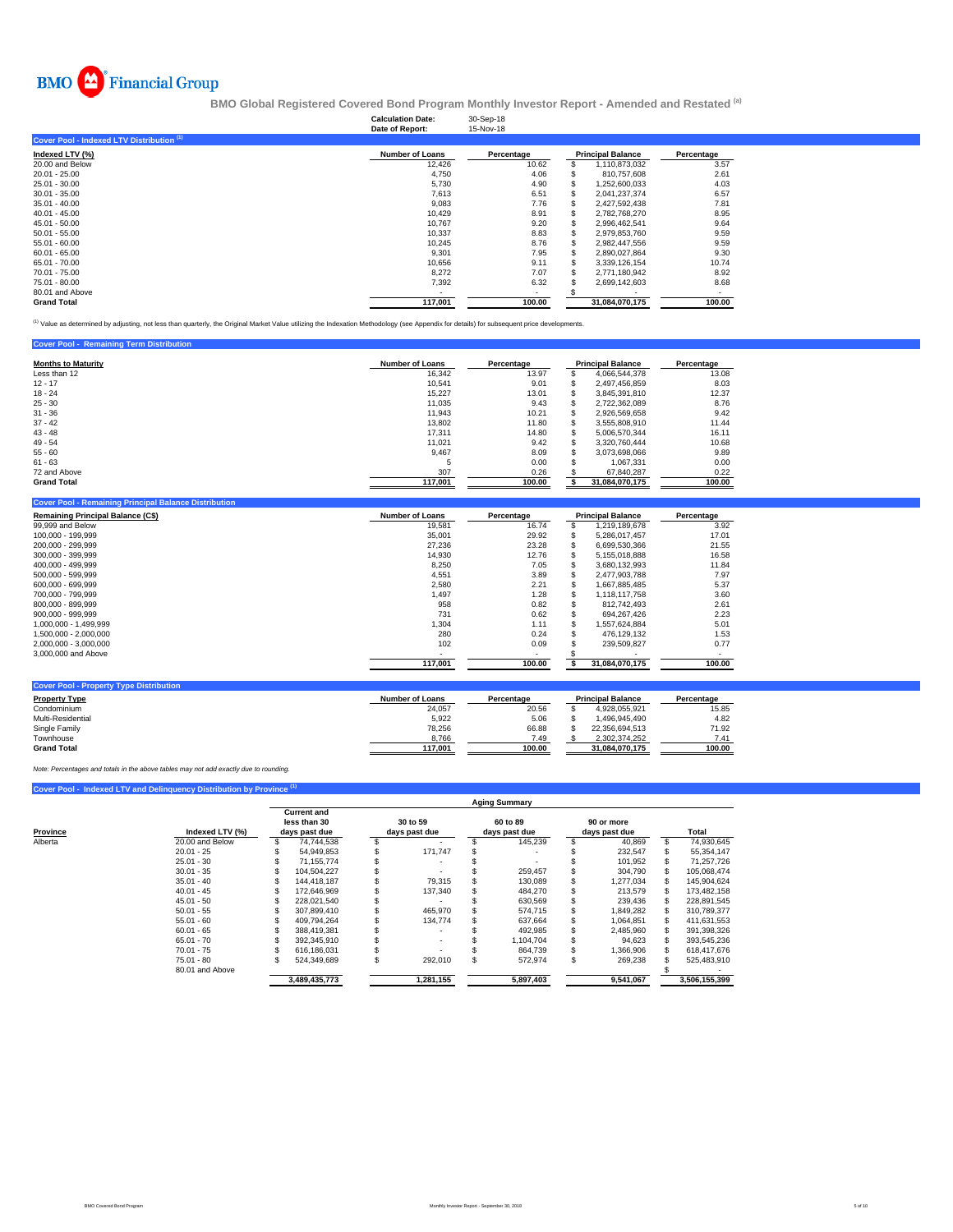# BMO Financial Group

## BMO Global Registered Covered Bond Program Monthly Investor Report - Amended and Restated [(a)]

| | |
|---|---|
| **Calculation Date:** | 30-Sep-18 |
| **Date of Report:** | 15-Nov-18 |

### Cover Pool - Indexed LTV Distribution [(1)]

| Indexed LTV (%) | Number of Loans | Percentage | Principal Balance | Percentage |
|---|---|---|---|---|
| 20.00 and Below | 12,426 | 10.62 | $ 1,110,873,032 | 3.57 |
| 20.01 - 25.00 | 4,750 | 4.06 | $ 810,757,608 | 2.61 |
| 25.01 - 30.00 | 5,730 | 4.90 | $ 1,252,600,033 | 4.03 |
| 30.01 - 35.00 | 7,613 | 6.51 | $ 2,041,237,374 | 6.57 |
| 35.01 - 40.00 | 9,083 | 7.76 | $ 2,427,592,438 | 7.81 |
| 40.01 - 45.00 | 10,429 | 8.91 | $ 2,782,768,270 | 8.95 |
| 45.01 - 50.00 | 10,767 | 9.20 | $ 2,996,462,541 | 9.64 |
| 50.01 - 55.00 | 10,337 | 8.83 | $ 2,979,853,760 | 9.59 |
| 55.01 - 60.00 | 10,245 | 8.76 | $ 2,982,447,556 | 9.59 |
| 60.01 - 65.00 | 9,301 | 7.95 | $ 2,890,027,864 | 9.30 |
| 65.01 - 70.00 | 10,656 | 9.11 | $ 3,339,126,154 | 10.74 |
| 70.01 - 75.00 | 8,272 | 7.07 | $ 2,771,180,942 | 8.92 |
| 75.01 - 80.00 | 7,392 | 6.32 | $ 2,699,142,603 | 8.68 |
| 80.01 and Above | - | - | $ - | - |
| **Grand Total** | **117,001** | **100.00** | **31,084,070,175** | **100.00** |

[(1)] Value as determined by adjusting, not less than quarterly, the Original Market Value utilizing the Indexation Methodology (see Appendix for details) for subsequent price developments.

### Cover Pool - Remaining Term Distribution

| Months to Maturity | Number of Loans | Percentage | Principal Balance | Percentage |
|---|---|---|---|---|
| Less than 12 | 16,342 | 13.97 | $ 4,066,544,378 | 13.08 |
| 12 - 17 | 10,541 | 9.01 | $ 2,497,456,859 | 8.03 |
| 18 - 24 | 15,227 | 13.01 | $ 3,845,391,810 | 12.37 |
| 25 - 30 | 11,035 | 9.43 | $ 2,722,362,089 | 8.76 |
| 31 - 36 | 11,943 | 10.21 | $ 2,926,569,658 | 9.42 |
| 37 - 42 | 13,802 | 11.80 | $ 3,555,808,910 | 11.44 |
| 43 - 48 | 17,311 | 14.80 | $ 5,006,570,344 | 16.11 |
| 49 - 54 | 11,021 | 9.42 | $ 3,320,760,444 | 10.68 |
| 55 - 60 | 9,467 | 8.09 | $ 3,073,698,066 | 9.89 |
| 61 - 63 | 5 | 0.00 | $ 1,067,331 | 0.00 |
| 72 and Above | 307 | 0.26 | $ 67,840,287 | 0.22 |
| **Grand Total** | **117,001** | **100.00** | **$ 31,084,070,175** | **100.00** |

### Cover Pool - Remaining Principal Balance Distribution

| Remaining Principal Balance (C$) | Number of Loans | Percentage | Principal Balance | Percentage |
|---|---|---|---|---|
| 99,999 and Below | 19,581 | 16.74 | $ 1,219,189,678 | 3.92 |
| 100,000 - 199,999 | 35,001 | 29.92 | $ 5,286,017,457 | 17.01 |
| 200,000 - 299,999 | 27,236 | 23.28 | $ 6,699,530,366 | 21.55 |
| 300,000 - 399,999 | 14,930 | 12.76 | $ 5,155,018,888 | 16.58 |
| 400,000 - 499,999 | 8,250 | 7.05 | $ 3,680,132,993 | 11.84 |
| 500,000 - 599,999 | 4,551 | 3.89 | $ 2,477,903,788 | 7.97 |
| 600,000 - 699,999 | 2,580 | 2.21 | $ 1,667,885,485 | 5.37 |
| 700,000 - 799,999 | 1,497 | 1.28 | $ 1,118,117,758 | 3.60 |
| 800,000 - 899,999 | 958 | 0.82 | $ 812,742,493 | 2.61 |
| 900,000 - 999,999 | 731 | 0.62 | $ 694,267,426 | 2.23 |
| 1,000,000 - 1,499,999 | 1,304 | 1.11 | $ 1,557,624,884 | 5.01 |
| 1,500,000 - 2,000,000 | 280 | 0.24 | $ 476,129,132 | 1.53 |
| 2,000,000 - 3,000,000 | 102 | 0.09 | $ 239,509,827 | 0.77 |
| 3,000,000 and Above | - | - | $ - | - |
| | **117,001** | **100.00** | **$ 31,084,070,175** | **100.00** |

### Cover Pool - Property Type Distribution

| Property Type | Number of Loans | Percentage | Principal Balance | Percentage |
|---|---|---|---|---|
| Condominium | 24,057 | 20.56 | $ 4,928,055,921 | 15.85 |
| Multi-Residential | 5,922 | 5.06 | $ 1,496,945,490 | 4.82 |
| Single Family | 78,256 | 66.88 | $ 22,356,694,513 | 71.92 |
| Townhouse | 8,766 | 7.49 | $ 2,302,374,252 | 7.41 |
| **Grand Total** | **117,001** | **100.00** | **31,084,070,175** | **100.00** |

*Note: Percentages and totals in the above tables may not add exactly due to rounding.*

### Cover Pool - Indexed LTV and Delinquency Distribution by Province [(1)]

| | | Aging Summary | | | | |
|---|---|---|---|---|---|---|
| **Province** | **Indexed LTV (%)** | **Current and less than 30 days past due** | **30 to 59 days past due** | **60 to 89 days past due** | **90 or more days past due** | **Total** |
| Alberta | 20.00 and Below | $ 74,744,538 | $ - | $ 145,239 | $ 40,869 | $ 74,930,645 |
| | 20.01 - 25 | $ 54,949,853 | $ 171,747 | $ - | $ 232,547 | $ 55,354,147 |
| | 25.01 - 30 | $ 71,155,774 | $ - | $ - | $ 101,952 | $ 71,257,726 |
| | 30.01 - 35 | $ 104,504,227 | $ - | $ 259,457 | $ 304,790 | $ 105,068,474 |
| | 35.01 - 40 | $ 144,418,187 | $ 79,315 | $ 130,089 | $ 1,277,034 | $ 145,904,624 |
| | 40.01 - 45 | $ 172,646,969 | $ 137,340 | $ 484,270 | $ 213,579 | $ 173,482,158 |
| | 45.01 - 50 | $ 228,021,540 | $ - | $ 630,569 | $ 239,436 | $ 228,891,545 |
| | 50.01 - 55 | $ 307,899,410 | $ 465,970 | $ 574,715 | $ 1,849,282 | $ 310,789,377 |
| | 55.01 - 60 | $ 409,794,264 | $ 134,774 | $ 637,664 | $ 1,064,851 | $ 411,631,553 |
| | 60.01 - 65 | $ 388,419,381 | $ - | $ 492,985 | $ 2,485,960 | $ 391,398,326 |
| | 65.01 - 70 | $ 392,345,910 | $ - | $ 1,104,704 | $ 94,623 | $ 393,545,236 |
| | 70.01 - 75 | $ 616,186,031 | $ - | $ 864,739 | $ 1,366,906 | $ 618,417,676 |
| | 75.01 - 80 | $ 524,349,689 | $ 292,010 | $ 572,974 | $ 269,238 | $ 525,483,910 |
| | 80.01 and Above | | | | | $ - |
| | | **3,489,435,773** | **1,281,155** | **5,897,403** | **9,541,067** | **3,506,155,399** |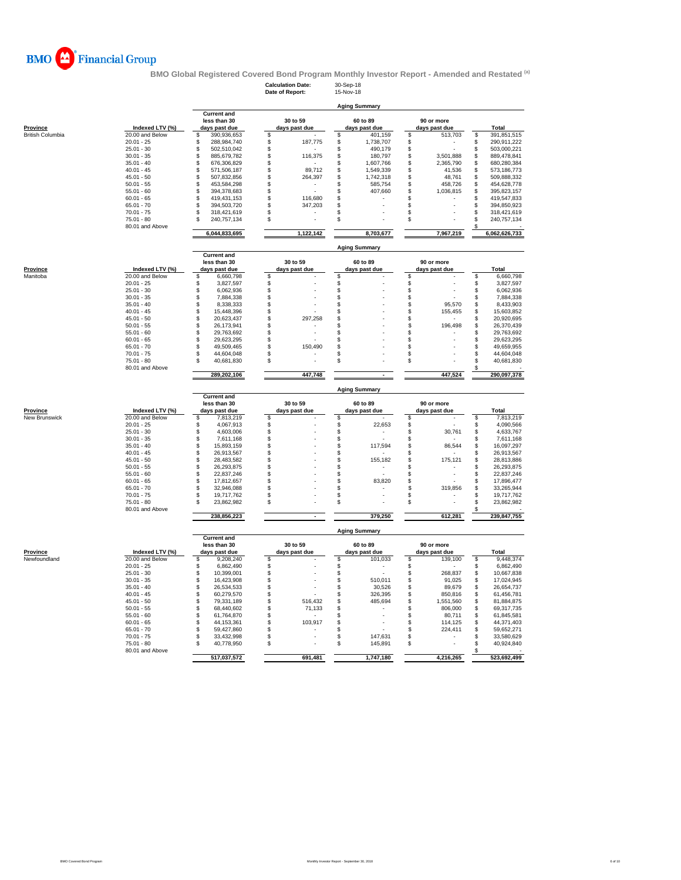BMO Financial Group

**BMO Global Registered Covered Bond Program Monthly Investor Report - Amended and Restated** (a)

**Calculation Date:** 30-Sep-18
**Date of Report:** 15-Nov-18

**Aging Summary**

| Province | Indexed LTV (%) | Current and less than 30 days past due | 30 to 59 days past due | 60 to 89 days past due | 90 or more days past due | Total |
|---|---|---|---|---|---|---|
| British Columbia | 20.00 and Below | $ 390,936,653 | $ - | $ 401,159 | $ 513,703 | $ 391,851,515 |
| | 20.01 - 25 | $ 288,984,740 | $ 187,775 | $ 1,738,707 | $ - | $ 290,911,222 |
| | 25.01 - 30 | $ 502,510,042 | $ - | $ 490,179 | $ - | $ 503,000,221 |
| | 30.01 - 35 | $ 885,679,782 | $ 116,375 | $ 180,797 | $ 3,501,888 | $ 889,478,841 |
| | 35.01 - 40 | $ 676,306,829 | $ - | $ 1,607,766 | $ 2,365,790 | $ 680,280,384 |
| | 40.01 - 45 | $ 571,506,187 | $ 89,712 | $ 1,549,339 | $ 41,536 | $ 573,186,773 |
| | 45.01 - 50 | $ 507,832,856 | $ 264,397 | $ 1,742,318 | $ 48,761 | $ 509,888,332 |
| | 50.01 - 55 | $ 453,584,298 | $ - | $ 585,754 | $ 458,726 | $ 454,628,778 |
| | 55.01 - 60 | $ 394,378,683 | $ - | $ 407,660 | $ 1,036,815 | $ 395,823,157 |
| | 60.01 - 65 | $ 419,431,153 | $ 116,680 | $ - | $ - | $ 419,547,833 |
| | 65.01 - 70 | $ 394,503,720 | $ 347,203 | $ - | $ - | $ 394,850,923 |
| | 70.01 - 75 | $ 318,421,619 | $ - | $ - | $ - | $ 318,421,619 |
| | 75.01 - 80 | $ 240,757,134 | $ - | $ - | $ - | $ 240,757,134 |
| | 80.01 and Above | | | | | $ - |
| | | **6,044,833,695** | **1,122,142** | **8,703,677** | **7,967,219** | **6,062,626,733** |

**Aging Summary**

| Province | Indexed LTV (%) | Current and less than 30 days past due | 30 to 59 days past due | 60 to 89 days past due | 90 or more days past due | Total |
|---|---|---|---|---|---|---|
| Manitoba | 20.00 and Below | $ 6,660,798 | $ - | $ - | $ - | $ 6,660,798 |
| | 20.01 - 25 | $ 3,827,597 | $ - | $ - | $ - | $ 3,827,597 |
| | 25.01 - 30 | $ 6,062,936 | $ - | $ - | $ - | $ 6,062,936 |
| | 30.01 - 35 | $ 7,884,338 | $ - | $ - | $ - | $ 7,884,338 |
| | 35.01 - 40 | $ 8,338,333 | $ - | $ - | $ 95,570 | $ 8,433,903 |
| | 40.01 - 45 | $ 15,448,396 | $ - | $ - | $ 155,455 | $ 15,603,852 |
| | 45.01 - 50 | $ 20,623,437 | $ 297,258 | $ - | $ - | $ 20,920,695 |
| | 50.01 - 55 | $ 26,173,941 | $ - | $ - | $ 196,498 | $ 26,370,439 |
| | 55.01 - 60 | $ 29,763,692 | $ - | $ - | $ - | $ 29,763,692 |
| | 60.01 - 65 | $ 29,623,295 | $ - | $ - | $ - | $ 29,623,295 |
| | 65.01 - 70 | $ 49,509,465 | $ 150,490 | $ - | $ - | $ 49,659,955 |
| | 70.01 - 75 | $ 44,604,048 | $ - | $ - | $ - | $ 44,604,048 |
| | 75.01 - 80 | $ 40,681,830 | $ - | $ - | $ - | $ 40,681,830 |
| | 80.01 and Above | | | | | $ - |
| | | **289,202,106** | **447,748** | **-** | **447,524** | **290,097,378** |

**Aging Summary**

| Province | Indexed LTV (%) | Current and less than 30 days past due | 30 to 59 days past due | 60 to 89 days past due | 90 or more days past due | Total |
|---|---|---|---|---|---|---|
| New Brunswick | 20.00 and Below | $ 7,813,219 | $ - | $ - | $ - | $ 7,813,219 |
| | 20.01 - 25 | $ 4,067,913 | $ - | $ 22,653 | $ - | $ 4,090,566 |
| | 25.01 - 30 | $ 4,603,006 | $ - | $ - | $ 30,761 | $ 4,633,767 |
| | 30.01 - 35 | $ 7,611,168 | $ - | $ - | $ - | $ 7,611,168 |
| | 35.01 - 40 | $ 15,893,159 | $ - | $ 117,594 | $ 86,544 | $ 16,097,297 |
| | 40.01 - 45 | $ 26,913,567 | $ - | $ - | $ - | $ 26,913,567 |
| | 45.01 - 50 | $ 28,483,582 | $ - | $ 155,182 | $ 175,121 | $ 28,813,886 |
| | 50.01 - 55 | $ 26,293,875 | $ - | $ - | $ - | $ 26,293,875 |
| | 55.01 - 60 | $ 22,837,246 | $ - | $ - | $ - | $ 22,837,246 |
| | 60.01 - 65 | $ 17,812,657 | $ - | $ 83,820 | $ - | $ 17,896,477 |
| | 65.01 - 70 | $ 32,946,088 | $ - | $ - | $ 319,856 | $ 33,265,944 |
| | 70.01 - 75 | $ 19,717,762 | $ - | $ - | $ - | $ 19,717,762 |
| | 75.01 - 80 | $ 23,862,982 | $ - | $ - | $ - | $ 23,862,982 |
| | 80.01 and Above | | | | | $ - |
| | | **238,856,223** | **-** | **379,250** | **612,281** | **239,847,755** |

**Aging Summary**

| Province | Indexed LTV (%) | Current and less than 30 days past due | 30 to 59 days past due | 60 to 89 days past due | 90 or more days past due | Total |
|---|---|---|---|---|---|---|
| Newfoundland | 20.00 and Below | $ 9,208,240 | $ - | $ 101,033 | $ 139,100 | $ 9,448,374 |
| | 20.01 - 25 | $ 6,862,490 | $ - | $ - | $ - | $ 6,862,490 |
| | 25.01 - 30 | $ 10,399,001 | $ - | $ - | $ 268,837 | $ 10,667,838 |
| | 30.01 - 35 | $ 16,423,908 | $ - | $ 510,011 | $ 91,025 | $ 17,024,945 |
| | 35.01 - 40 | $ 26,534,533 | $ - | $ 30,526 | $ 89,679 | $ 26,654,737 |
| | 40.01 - 45 | $ 60,279,570 | $ - | $ 326,395 | $ 850,816 | $ 61,456,781 |
| | 45.01 - 50 | $ 79,331,189 | $ 516,432 | $ 485,694 | $ 1,551,560 | $ 81,884,875 |
| | 50.01 - 55 | $ 68,440,602 | $ 71,133 | $ - | $ 806,000 | $ 69,317,735 |
| | 55.01 - 60 | $ 61,764,870 | $ - | $ - | $ 80,711 | $ 61,845,581 |
| | 60.01 - 65 | $ 44,153,361 | $ 103,917 | $ - | $ 114,125 | $ 44,371,403 |
| | 65.01 - 70 | $ 59,427,860 | $ - | $ - | $ 224,411 | $ 59,652,271 |
| | 70.01 - 75 | $ 33,432,998 | $ - | $ 147,631 | $ - | $ 33,580,629 |
| | 75.01 - 80 | $ 40,778,950 | $ - | $ 145,891 | $ - | $ 40,924,840 |
| | 80.01 and Above | | | | | $ - |
| | | **517,037,572** | **691,481** | **1,747,180** | **4,216,265** | **523,692,499** |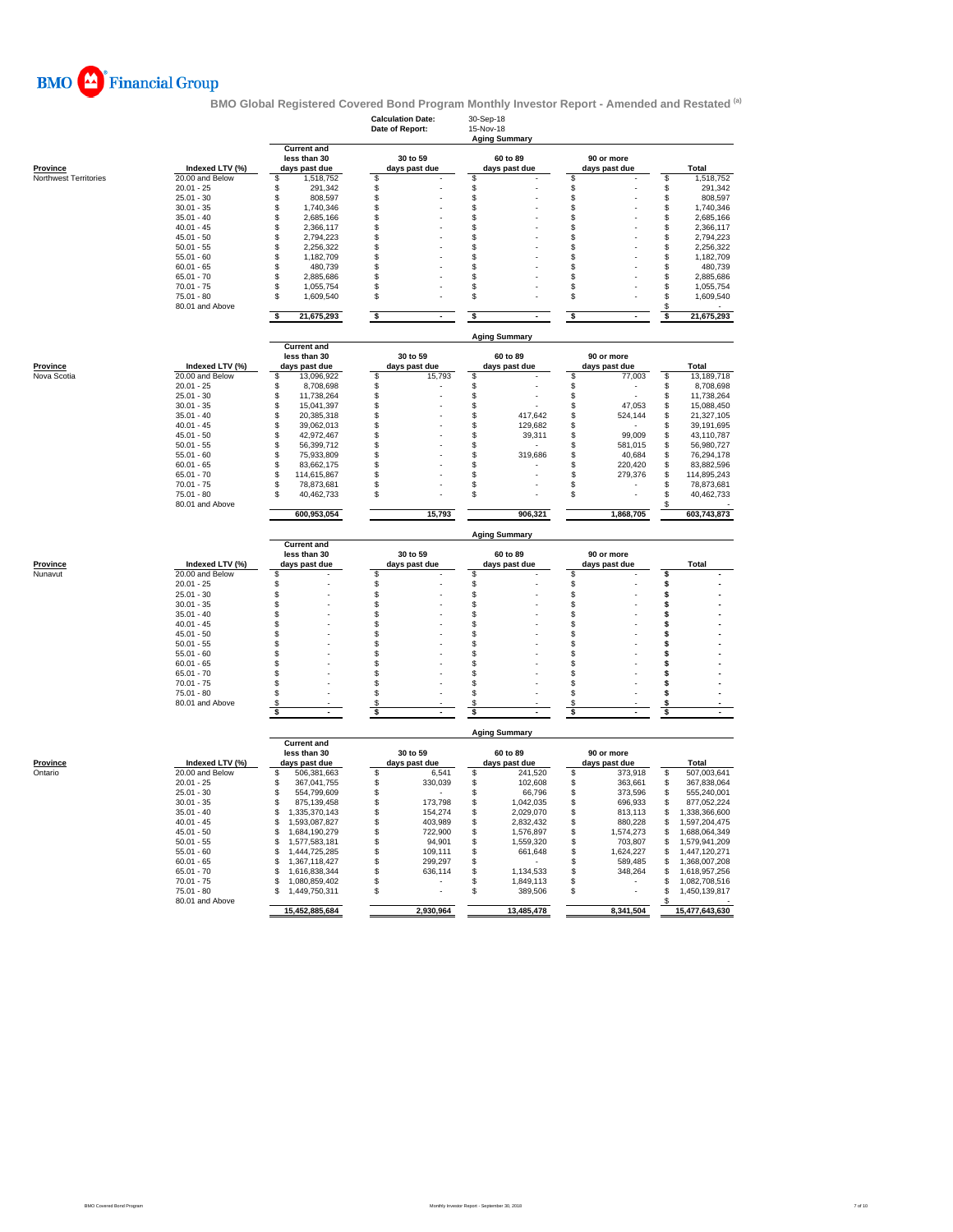BMO Financial Group

# BMO Global Registered Covered Bond Program Monthly Investor Report - Amended and Restated (a)

**Calculation Date:** 30-Sep-18
**Date of Report:** 15-Nov-18

**Aging Summary**

| Province | Indexed LTV (%) | Current and less than 30 days past due | 30 to 59 days past due | 60 to 89 days past due | 90 or more days past due | Total |
|---|---|---|---|---|---|---|
| Northwest Territories | 20.00 and Below | $ 1,518,752 | $ - | $ - | $ - | $ 1,518,752 |
| | 20.01 - 25 | $ 291,342 | $ - | $ - | $ - | $ 291,342 |
| | 25.01 - 30 | $ 808,597 | $ - | $ - | $ - | $ 808,597 |
| | 30.01 - 35 | $ 1,740,346 | $ - | $ - | $ - | $ 1,740,346 |
| | 35.01 - 40 | $ 2,685,166 | $ - | $ - | $ - | $ 2,685,166 |
| | 40.01 - 45 | $ 2,366,117 | $ - | $ - | $ - | $ 2,366,117 |
| | 45.01 - 50 | $ 2,794,223 | $ - | $ - | $ - | $ 2,794,223 |
| | 50.01 - 55 | $ 2,256,322 | $ - | $ - | $ - | $ 2,256,322 |
| | 55.01 - 60 | $ 1,182,709 | $ - | $ - | $ - | $ 1,182,709 |
| | 60.01 - 65 | $ 480,739 | $ - | $ - | $ - | $ 480,739 |
| | 65.01 - 70 | $ 2,885,686 | $ - | $ - | $ - | $ 2,885,686 |
| | 70.01 - 75 | $ 1,055,754 | $ - | $ - | $ - | $ 1,055,754 |
| | 75.01 - 80 | $ 1,609,540 | $ - | $ - | $ - | $ 1,609,540 |
| | 80.01 and Above | | | | | $ - |
| | | $ 21,675,293 | $ - | $ - | $ - | $ 21,675,293 |

**Aging Summary**

| Province | Indexed LTV (%) | Current and less than 30 days past due | 30 to 59 days past due | 60 to 89 days past due | 90 or more days past due | Total |
|---|---|---|---|---|---|---|
| Nova Scotia | 20.00 and Below | $ 13,096,922 | $ 15,793 | $ - | $ 77,003 | $ 13,189,718 |
| | 20.01 - 25 | $ 8,708,698 | $ - | $ - | $ - | $ 8,708,698 |
| | 25.01 - 30 | $ 11,738,264 | $ - | $ - | $ - | $ 11,738,264 |
| | 30.01 - 35 | $ 15,041,397 | $ - | $ - | $ 47,053 | $ 15,088,450 |
| | 35.01 - 40 | $ 20,385,318 | $ - | $ 417,642 | $ 524,144 | $ 21,327,105 |
| | 40.01 - 45 | $ 39,062,013 | $ - | $ 129,682 | $ - | $ 39,191,695 |
| | 45.01 - 50 | $ 42,972,467 | $ - | $ 39,311 | $ 99,009 | $ 43,110,787 |
| | 50.01 - 55 | $ 56,399,712 | $ - | $ - | $ 581,015 | $ 56,980,727 |
| | 55.01 - 60 | $ 75,933,809 | $ - | $ 319,686 | $ 40,684 | $ 76,294,178 |
| | 60.01 - 65 | $ 83,662,175 | $ - | $ - | $ 220,420 | $ 83,882,596 |
| | 65.01 - 70 | $ 114,615,867 | $ - | $ - | $ 279,376 | $ 114,895,243 |
| | 70.01 - 75 | $ 78,873,681 | $ - | $ - | $ - | $ 78,873,681 |
| | 75.01 - 80 | $ 40,462,733 | $ - | $ - | $ - | $ 40,462,733 |
| | 80.01 and Above | | | | | $ - |
| | | 600,953,054 | 15,793 | 906,321 | 1,868,705 | 603,743,873 |

**Aging Summary**

| Province | Indexed LTV (%) | Current and less than 30 days past due | 30 to 59 days past due | 60 to 89 days past due | 90 or more days past due | Total |
|---|---|---|---|---|---|---|
| Nunavut | 20.00 and Below | $ - | $ - | $ - | $ - | $ - |
| | 20.01 - 25 | $ - | $ - | $ - | $ - | $ - |
| | 25.01 - 30 | $ - | $ - | $ - | $ - | $ - |
| | 30.01 - 35 | $ - | $ - | $ - | $ - | $ - |
| | 35.01 - 40 | $ - | $ - | $ - | $ - | $ - |
| | 40.01 - 45 | $ - | $ - | $ - | $ - | $ - |
| | 45.01 - 50 | $ - | $ - | $ - | $ - | $ - |
| | 50.01 - 55 | $ - | $ - | $ - | $ - | $ - |
| | 55.01 - 60 | $ - | $ - | $ - | $ - | $ - |
| | 60.01 - 65 | $ - | $ - | $ - | $ - | $ - |
| | 65.01 - 70 | $ - | $ - | $ - | $ - | $ - |
| | 70.01 - 75 | $ - | $ - | $ - | $ - | $ - |
| | 75.01 - 80 | $ - | $ - | $ - | $ - | $ - |
| | 80.01 and Above | $ - | $ - | $ - | $ - | $ - |
| | | $ - | $ - | $ - | $ - | $ - |

**Aging Summary**

| Province | Indexed LTV (%) | Current and less than 30 days past due | 30 to 59 days past due | 60 to 89 days past due | 90 or more days past due | Total |
|---|---|---|---|---|---|---|
| Ontario | 20.00 and Below | $ 506,381,663 | $ 6,541 | $ 241,520 | $ 373,918 | $ 507,003,641 |
| | 20.01 - 25 | $ 367,041,755 | $ 330,039 | $ 102,608 | $ 363,661 | $ 367,838,064 |
| | 25.01 - 30 | $ 554,799,609 | $ - | $ 66,796 | $ 373,596 | $ 555,240,001 |
| | 30.01 - 35 | $ 875,139,458 | $ 173,798 | $ 1,042,035 | $ 696,933 | $ 877,052,224 |
| | 35.01 - 40 | $ 1,335,370,143 | $ 154,274 | $ 2,029,070 | $ 813,113 | $ 1,338,366,600 |
| | 40.01 - 45 | $ 1,593,087,827 | $ 403,989 | $ 2,832,432 | $ 880,228 | $ 1,597,204,475 |
| | 45.01 - 50 | $ 1,684,190,279 | $ 722,900 | $ 1,576,897 | $ 1,574,273 | $ 1,688,064,349 |
| | 50.01 - 55 | $ 1,577,583,181 | $ 94,901 | $ 1,559,320 | $ 703,807 | $ 1,579,941,209 |
| | 55.01 - 60 | $ 1,444,725,285 | $ 109,111 | $ 661,648 | $ 1,624,227 | $ 1,447,120,271 |
| | 60.01 - 65 | $ 1,367,118,427 | $ 299,297 | $ - | $ 589,485 | $ 1,368,007,208 |
| | 65.01 - 70 | $ 1,616,838,344 | $ 636,114 | $ 1,134,533 | $ 348,264 | $ 1,618,957,256 |
| | 70.01 - 75 | $ 1,080,859,402 | $ - | $ 1,849,113 | $ - | $ 1,082,708,516 |
| | 75.01 - 80 | $ 1,449,750,311 | $ - | $ 389,506 | $ - | $ 1,450,139,817 |
| | 80.01 and Above | | | | | $ - |
| | | 15,452,885,684 | 2,930,964 | 13,485,478 | 8,341,504 | 15,477,643,630 |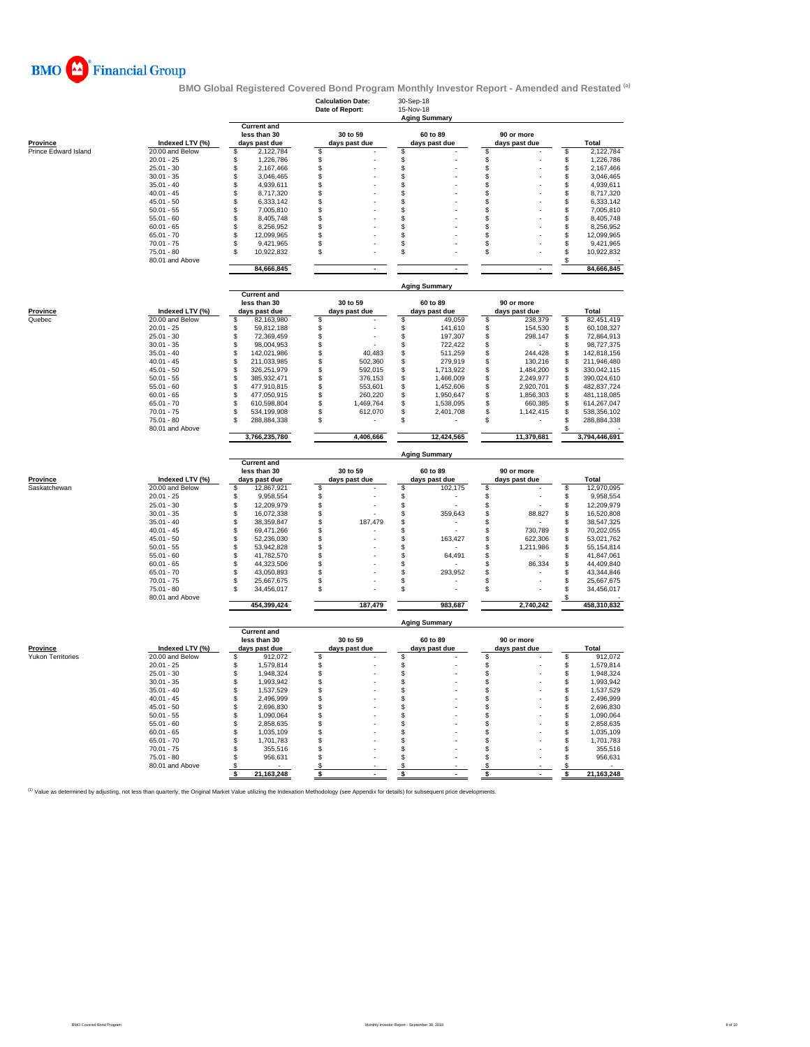BMO Financial Group

## BMO Global Registered Covered Bond Program Monthly Investor Report - Amended and Restated [(a)]

**Calculation Date:** 30-Sep-18
**Date of Report:** 15-Nov-18

| | | Aging Summary | | | | |
|---|---|---|---|---|---|---|
| **Province** | **Indexed LTV (%)** | **Current and less than 30 days past due** | **30 to 59 days past due** | **60 to 89 days past due** | **90 or more days past due** | **Total** |
| Prince Edward Island | 20.00 and Below | $ 2,122,784 | $ - | $ - | $ - | $ 2,122,784 |
| | 20.01 - 25 | $ 1,226,786 | $ - | $ - | $ - | $ 1,226,786 |
| | 25.01 - 30 | $ 2,167,466 | $ - | $ - | $ - | $ 2,167,466 |
| | 30.01 - 35 | $ 3,046,465 | $ - | $ - | $ - | $ 3,046,465 |
| | 35.01 - 40 | $ 4,939,611 | $ - | $ - | $ - | $ 4,939,611 |
| | 40.01 - 45 | $ 8,717,320 | $ - | $ - | $ - | $ 8,717,320 |
| | 45.01 - 50 | $ 6,333,142 | $ - | $ - | $ - | $ 6,333,142 |
| | 50.01 - 55 | $ 7,005,810 | $ - | $ - | $ - | $ 7,005,810 |
| | 55.01 - 60 | $ 8,405,748 | $ - | $ - | $ - | $ 8,405,748 |
| | 60.01 - 65 | $ 8,256,952 | $ - | $ - | $ - | $ 8,256,952 |
| | 65.01 - 70 | $ 12,099,965 | $ - | $ - | $ - | $ 12,099,965 |
| | 70.01 - 75 | $ 9,421,965 | $ - | $ - | $ - | $ 9,421,965 |
| | 75.01 - 80 | $ 10,922,832 | $ - | $ - | $ - | $ 10,922,832 |
| | 80.01 and Above | | | | | $ - |
| | | **84,666,845** | **-** | **-** | **-** | **84,666,845** |

| | | Aging Summary | | | | |
|---|---|---|---|---|---|---|
| **Province** | **Indexed LTV (%)** | **Current and less than 30 days past due** | **30 to 59 days past due** | **60 to 89 days past due** | **90 or more days past due** | **Total** |
| Quebec | 20.00 and Below | $ 82,163,980 | $ - | $ 49,059 | $ 238,379 | $ 82,451,419 |
| | 20.01 - 25 | $ 59,812,188 | $ - | $ 141,610 | $ 154,530 | $ 60,108,327 |
| | 25.01 - 30 | $ 72,369,459 | $ - | $ 197,307 | $ 298,147 | $ 72,864,913 |
| | 30.01 - 35 | $ 98,004,953 | $ - | $ 722,422 | $ - | $ 98,727,375 |
| | 35.01 - 40 | $ 142,021,986 | $ 40,483 | $ 511,259 | $ 244,428 | $ 142,818,156 |
| | 40.01 - 45 | $ 211,033,985 | $ 502,360 | $ 279,919 | $ 130,216 | $ 211,946,480 |
| | 45.01 - 50 | $ 326,251,979 | $ 592,015 | $ 1,713,922 | $ 1,484,200 | $ 330,042,115 |
| | 50.01 - 55 | $ 385,932,471 | $ 376,153 | $ 1,466,009 | $ 2,249,977 | $ 390,024,610 |
| | 55.01 - 60 | $ 477,910,815 | $ 553,601 | $ 1,452,606 | $ 2,920,701 | $ 482,837,724 |
| | 60.01 - 65 | $ 477,050,915 | $ 260,220 | $ 1,950,647 | $ 1,856,303 | $ 481,118,085 |
| | 65.01 - 70 | $ 610,598,804 | $ 1,469,764 | $ 1,538,095 | $ 660,385 | $ 614,267,047 |
| | 70.01 - 75 | $ 534,199,908 | $ 612,070 | $ 2,401,708 | $ 1,142,415 | $ 538,356,102 |
| | 75.01 - 80 | $ 288,884,338 | $ - | $ - | $ - | $ 288,884,338 |
| | 80.01 and Above | | | | | $ - |
| | | **3,766,235,780** | **4,406,666** | **12,424,565** | **11,379,681** | **3,794,446,691** |

| | | Aging Summary | | | | |
|---|---|---|---|---|---|---|
| **Province** | **Indexed LTV (%)** | **Current and less than 30 days past due** | **30 to 59 days past due** | **60 to 89 days past due** | **90 or more days past due** | **Total** |
| Saskatchewan | 20.00 and Below | $ 12,867,921 | $ - | $ 102,175 | $ - | $ 12,970,095 |
| | 20.01 - 25 | $ 9,958,554 | $ - | $ - | $ - | $ 9,958,554 |
| | 25.01 - 30 | $ 12,209,979 | $ - | $ - | $ - | $ 12,209,979 |
| | 30.01 - 35 | $ 16,072,338 | $ - | $ 359,643 | $ 88,827 | $ 16,520,808 |
| | 35.01 - 40 | $ 38,359,847 | $ 187,479 | $ - | $ - | $ 38,547,325 |
| | 40.01 - 45 | $ 69,471,266 | $ - | $ - | $ 730,789 | $ 70,202,055 |
| | 45.01 - 50 | $ 52,236,030 | $ - | $ 163,427 | $ 622,306 | $ 53,021,762 |
| | 50.01 - 55 | $ 53,942,828 | $ - | $ - | $ 1,211,986 | $ 55,154,814 |
| | 55.01 - 60 | $ 41,782,570 | $ - | $ 64,491 | $ - | $ 41,847,061 |
| | 60.01 - 65 | $ 44,323,506 | $ - | $ - | $ 86,334 | $ 44,409,840 |
| | 65.01 - 70 | $ 43,050,893 | $ - | $ 293,952 | $ - | $ 43,344,846 |
| | 70.01 - 75 | $ 25,667,675 | $ - | $ - | $ - | $ 25,667,675 |
| | 75.01 - 80 | $ 34,456,017 | $ - | $ - | $ - | $ 34,456,017 |
| | 80.01 and Above | | | | | $ - |
| | | **454,399,424** | **187,479** | **983,687** | **2,740,242** | **458,310,832** |

| | | Aging Summary | | | | |
|---|---|---|---|---|---|---|
| **Province** | **Indexed LTV (%)** | **Current and less than 30 days past due** | **30 to 59 days past due** | **60 to 89 days past due** | **90 or more days past due** | **Total** |
| Yukon Territories | 20.00 and Below | $ 912,072 | $ - | $ - | $ - | $ 912,072 |
| | 20.01 - 25 | $ 1,579,814 | $ - | $ - | $ - | $ 1,579,814 |
| | 25.01 - 30 | $ 1,948,324 | $ - | $ - | $ - | $ 1,948,324 |
| | 30.01 - 35 | $ 1,993,942 | $ - | $ - | $ - | $ 1,993,942 |
| | 35.01 - 40 | $ 1,537,529 | $ - | $ - | $ - | $ 1,537,529 |
| | 40.01 - 45 | $ 2,496,999 | $ - | $ - | $ - | $ 2,496,999 |
| | 45.01 - 50 | $ 2,696,830 | $ - | $ - | $ - | $ 2,696,830 |
| | 50.01 - 55 | $ 1,090,064 | $ - | $ - | $ - | $ 1,090,064 |
| | 55.01 - 60 | $ 2,858,635 | $ - | $ - | $ - | $ 2,858,635 |
| | 60.01 - 65 | $ 1,035,109 | $ - | $ - | $ - | $ 1,035,109 |
| | 65.01 - 70 | $ 1,701,783 | $ - | $ - | $ - | $ 1,701,783 |
| | 70.01 - 75 | $ 355,516 | $ - | $ - | $ - | $ 355,516 |
| | 75.01 - 80 | $ 956,631 | $ - | $ - | $ - | $ 956,631 |
| | 80.01 and Above | $ - | $ - | $ - | $ - | $ - |
| | | **$ 21,163,248** | **$ -** | **$ -** | **$ -** | **$ 21,163,248** |

[(1)] Value as determined by adjusting, not less than quarterly, the Original Market Value utilizing the Indexation Methodology (see Appendix for details) for subsequent price developments.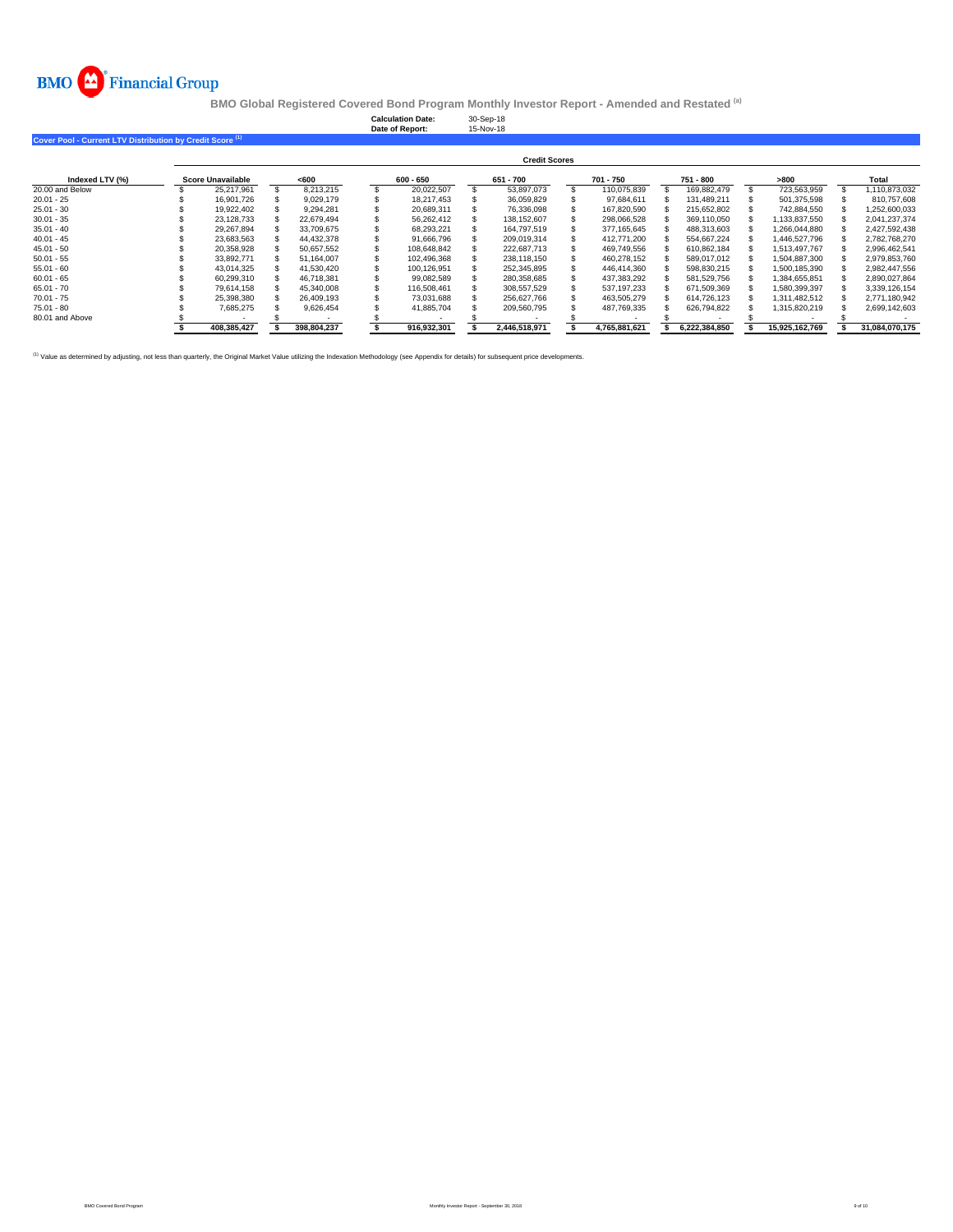BMO Financial Group

**BMO Global Registered Covered Bond Program Monthly Investor Report - Amended and Restated [(a)]**

**Calculation Date:** 30-Sep-18
**Date of Report:** 15-Nov-18

## Cover Pool - Current LTV Distribution by Credit Score [(1)]

| | Credit Scores | | | | | | | |
|---|---|---|---|---|---|---|---|---|
| **Indexed LTV (%)** | **Score Unavailable** | **<600** | **600 - 650** | **651 - 700** | **701 - 750** | **751 - 800** | **>800** | **Total** |
| 20.00 and Below | $ 25,217,961 | $ 8,213,215 | $ 20,022,507 | $ 53,897,073 | $ 110,075,839 | $ 169,882,479 | $ 723,563,959 | $ 1,110,873,032 |
| 20.01 - 25 | $ 16,901,726 | $ 9,029,179 | $ 18,217,453 | $ 36,059,829 | $ 97,684,611 | $ 131,489,211 | $ 501,375,598 | $ 810,757,608 |
| 25.01 - 30 | $ 19,922,402 | $ 9,294,281 | $ 20,689,311 | $ 76,336,098 | $ 167,820,590 | $ 215,652,802 | $ 742,884,550 | $ 1,252,600,033 |
| 30.01 - 35 | $ 23,128,733 | $ 22,679,494 | $ 56,262,412 | $ 138,152,607 | $ 298,066,528 | $ 369,110,050 | $ 1,133,837,550 | $ 2,041,237,374 |
| 35.01 - 40 | $ 29,267,894 | $ 33,709,675 | $ 68,293,221 | $ 164,797,519 | $ 377,165,645 | $ 488,313,603 | $ 1,266,044,880 | $ 2,427,592,438 |
| 40.01 - 45 | $ 23,683,563 | $ 44,432,378 | $ 91,666,796 | $ 209,019,314 | $ 412,771,200 | $ 554,667,224 | $ 1,446,527,796 | $ 2,782,768,270 |
| 45.01 - 50 | $ 20,358,928 | $ 50,657,552 | $ 108,648,842 | $ 222,687,713 | $ 469,749,556 | $ 610,862,184 | $ 1,513,497,767 | $ 2,996,462,541 |
| 50.01 - 55 | $ 33,892,771 | $ 51,164,007 | $ 102,496,368 | $ 238,118,150 | $ 460,278,152 | $ 589,017,012 | $ 1,504,887,300 | $ 2,979,853,760 |
| 55.01 - 60 | $ 43,014,325 | $ 41,530,420 | $ 100,126,951 | $ 252,345,895 | $ 446,414,360 | $ 598,830,215 | $ 1,500,185,390 | $ 2,982,447,556 |
| 60.01 - 65 | $ 60,299,310 | $ 46,718,381 | $ 99,082,589 | $ 280,358,685 | $ 437,383,292 | $ 581,529,756 | $ 1,384,655,851 | $ 2,890,027,864 |
| 65.01 - 70 | $ 79,614,158 | $ 45,340,008 | $ 116,508,461 | $ 308,557,529 | $ 537,197,233 | $ 671,509,369 | $ 1,580,399,397 | $ 3,339,126,154 |
| 70.01 - 75 | $ 25,398,380 | $ 26,409,193 | $ 73,031,688 | $ 256,627,766 | $ 463,505,279 | $ 614,726,123 | $ 1,311,482,512 | $ 2,771,180,942 |
| 75.01 - 80 | $ 7,685,275 | $ 9,626,454 | $ 41,885,704 | $ 209,560,795 | $ 487,769,335 | $ 626,794,822 | $ 1,315,820,219 | $ 2,699,142,603 |
| 80.01 and Above | $ - | $ - | $ - | $ - | $ - | $ - | $ - | $ - |
| | **$ 408,385,427** | **$ 398,804,237** | **$ 916,932,301** | **$ 2,446,518,971** | **$ 4,765,881,621** | **$ 6,222,384,850** | **$ 15,925,162,769** | **$ 31,084,070,175** |

[(1)] Value as determined by adjusting, not less than quarterly, the Original Market Value utilizing the Indexation Methodology (see Appendix for details) for subsequent price developments.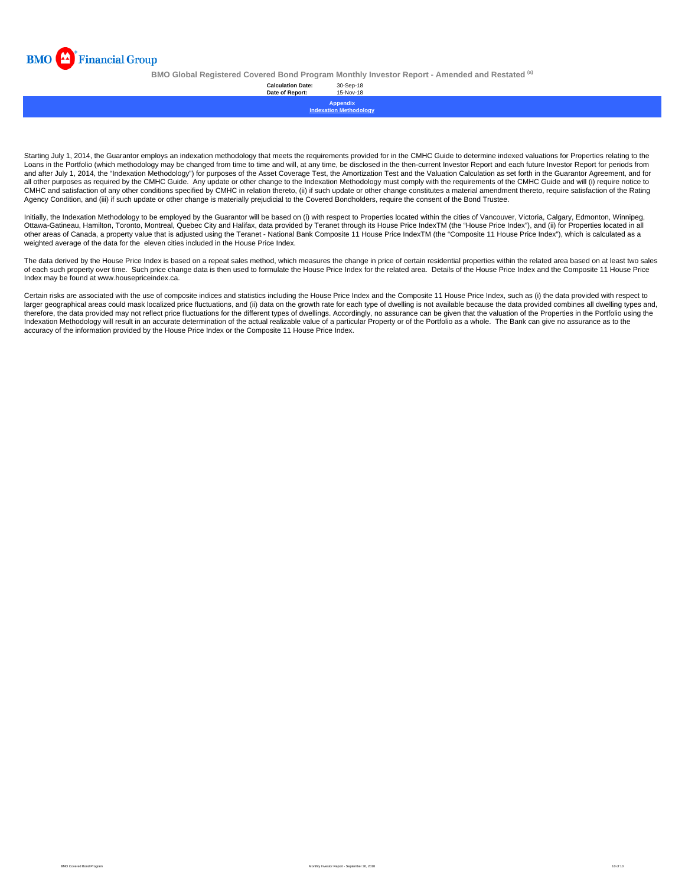BMO Financial Group

**BMO Global Registered Covered Bond Program Monthly Investor Report - Amended and Restated** [(a)]

| | |
|---|---|
| **Calculation Date:** | 30-Sep-18 |
| **Date of Report:** | 15-Nov-18 |

## Appendix
### Indexation Methodology

Starting July 1, 2014, the Guarantor employs an indexation methodology that meets the requirements provided for in the CMHC Guide to determine indexed valuations for Properties relating to the Loans in the Portfolio (which methodology may be changed from time to time and will, at any time, be disclosed in the then-current Investor Report and each future Investor Report for periods from and after July 1, 2014, the "Indexation Methodology") for purposes of the Asset Coverage Test, the Amortization Test and the Valuation Calculation as set forth in the Guarantor Agreement, and for all other purposes as required by the CMHC Guide. Any update or other change to the Indexation Methodology must comply with the requirements of the CMHC Guide and will (i) require notice to CMHC and satisfaction of any other conditions specified by CMHC in relation thereto, (ii) if such update or other change constitutes a material amendment thereto, require satisfaction of the Rating Agency Condition, and (iii) if such update or other change is materially prejudicial to the Covered Bondholders, require the consent of the Bond Trustee.

Initially, the Indexation Methodology to be employed by the Guarantor will be based on (i) with respect to Properties located within the cities of Vancouver, Victoria, Calgary, Edmonton, Winnipeg, Ottawa-Gatineau, Hamilton, Toronto, Montreal, Quebec City and Halifax, data provided by Teranet through its House Price IndexTM (the "House Price Index"), and (ii) for Properties located in all other areas of Canada, a property value that is adjusted using the Teranet - National Bank Composite 11 House Price IndexTM (the "Composite 11 House Price Index"), which is calculated as a weighted average of the data for the eleven cities included in the House Price Index.

The data derived by the House Price Index is based on a repeat sales method, which measures the change in price of certain residential properties within the related area based on at least two sales of each such property over time. Such price change data is then used to formulate the House Price Index for the related area. Details of the House Price Index and the Composite 11 House Price Index may be found at www.housepriceindex.ca.

Certain risks are associated with the use of composite indices and statistics including the House Price Index and the Composite 11 House Price Index, such as (i) the data provided with respect to larger geographical areas could mask localized price fluctuations, and (ii) data on the growth rate for each type of dwelling is not available because the data provided combines all dwelling types and, therefore, the data provided may not reflect price fluctuations for the different types of dwellings. Accordingly, no assurance can be given that the valuation of the Properties in the Portfolio using the Indexation Methodology will result in an accurate determination of the actual realizable value of a particular Property or of the Portfolio as a whole. The Bank can give no assurance as to the accuracy of the information provided by the House Price Index or the Composite 11 House Price Index.